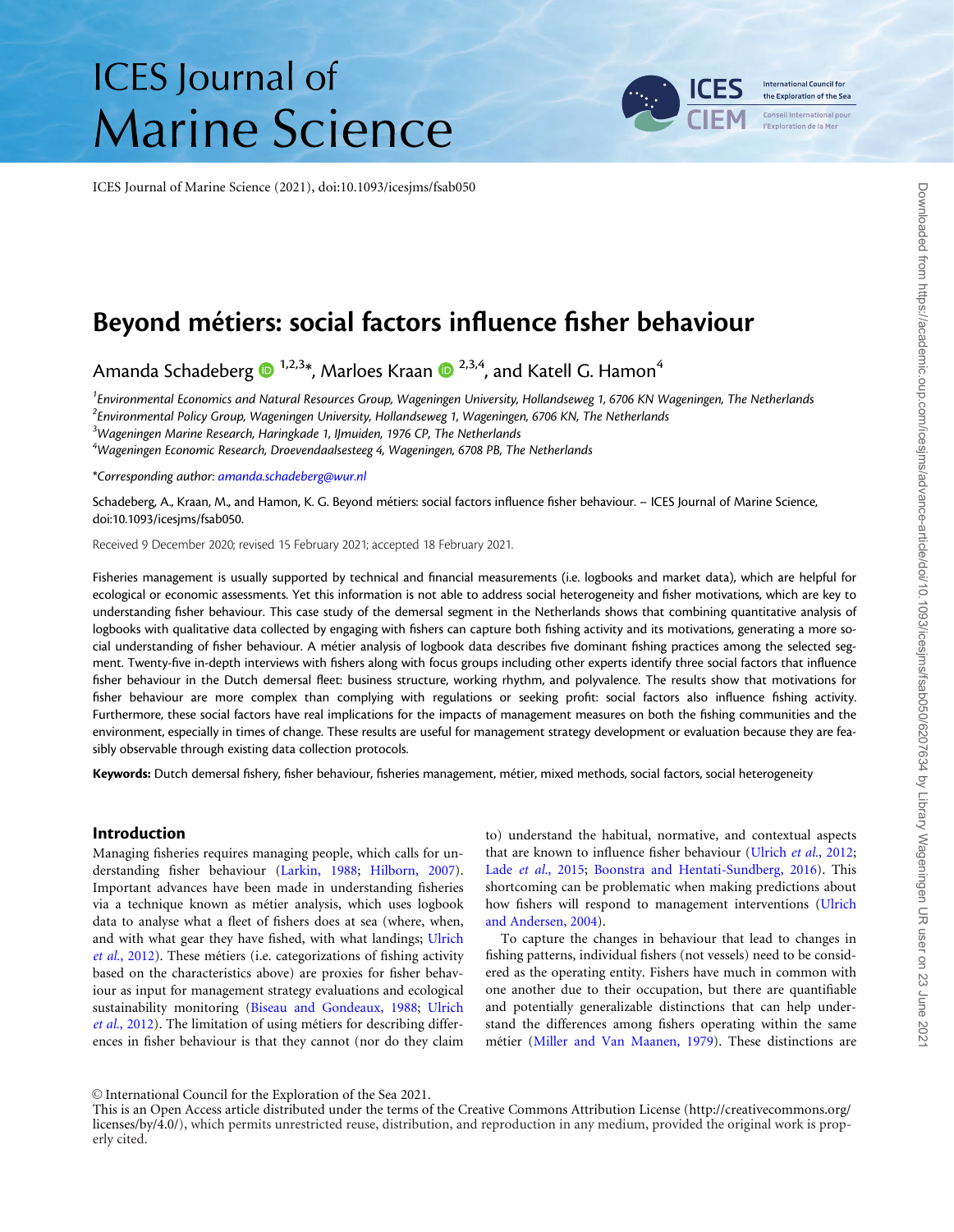# Beyond métiers: social factors influence fisher behaviour

Amanda Schadeberg [1,2,3]*, Marloes Kraan [2,3,4], and Katell G. Hamon [4]

[1]Environmental Economics and Natural Resources Group, Wageningen University, Hollandseweg 1, 6706 KN Wageningen, The Netherlands
[2]Environmental Policy Group, Wageningen University, Hollandseweg 1, Wageningen, 6706 KN, The Netherlands
[3]Wageningen Marine Research, Haringkade 1, IJmuiden, 1976 CP, The Netherlands
[4]Wageningen Economic Research, Droevendaalsesteeg 4, Wageningen, 6708 PB, The Netherlands

*Corresponding author: amanda.schadeberg@wur.nl

Schadeberg, A., Kraan, M., and Hamon, K. G. Beyond métiers: social factors influence fisher behaviour. – ICES Journal of Marine Science, doi:10.1093/icesjms/fsab050.

Received 9 December 2020; revised 15 February 2021; accepted 18 February 2021.

Fisheries management is usually supported by technical and financial measurements (i.e. logbooks and market data), which are helpful for ecological or economic assessments. Yet this information is not able to address social heterogeneity and fisher motivations, which are key to understanding fisher behaviour. This case study of the demersal segment in the Netherlands shows that combining quantitative analysis of logbooks with qualitative data collected by engaging with fishers can capture both fishing activity and its motivations, generating a more social understanding of fisher behaviour. A métier analysis of logbook data describes five dominant fishing practices among the selected segment. Twenty-five in-depth interviews with fishers along with focus groups including other experts identify three social factors that influence fisher behaviour in the Dutch demersal fleet: business structure, working rhythm, and polyvalence. The results show that motivations for fisher behaviour are more complex than complying with regulations or seeking profit: social factors also influence fishing activity. Furthermore, these social factors have real implications for the impacts of management measures on both the fishing communities and the environment, especially in times of change. These results are useful for management strategy development or evaluation because they are feasibly observable through existing data collection protocols.

**Keywords:** Dutch demersal fishery, fisher behaviour, fisheries management, métier, mixed methods, social factors, social heterogeneity

## Introduction

Managing fisheries requires managing people, which calls for understanding fisher behaviour (Larkin, 1988; Hilborn, 2007). Important advances have been made in understanding fisheries via a technique known as métier analysis, which uses logbook data to analyse what a fleet of fishers does at sea (where, when, and with what gear they have fished, with what landings; Ulrich *et al.*, 2012). These métiers (i.e. categorizations of fishing activity based on the characteristics above) are proxies for fisher behaviour as input for management strategy evaluations and ecological sustainability monitoring (Biseau and Gondeaux, 1988; Ulrich *et al.*, 2012). The limitation of using métiers for describing differences in fisher behaviour is that they cannot (nor do they claim to) understand the habitual, normative, and contextual aspects that are known to influence fisher behaviour (Ulrich *et al.*, 2012; Lade *et al.*, 2015; Boonstra and Hentati-Sundberg, 2016). This shortcoming can be problematic when making predictions about how fishers will respond to management interventions (Ulrich and Andersen, 2004).

To capture the changes in behaviour that lead to changes in fishing patterns, individual fishers (not vessels) need to be considered as the operating entity. Fishers have much in common with one another due to their occupation, but there are quantifiable and potentially generalizable distinctions that can help understand the differences among fishers operating within the same métier (Miller and Van Maanen, 1979). These distinctions are

© International Council for the Exploration of the Sea 2021.
This is an Open Access article distributed under the terms of the Creative Commons Attribution License (http://creativecommons.org/licenses/by/4.0/), which permits unrestricted reuse, distribution, and reproduction in any medium, provided the original work is properly cited.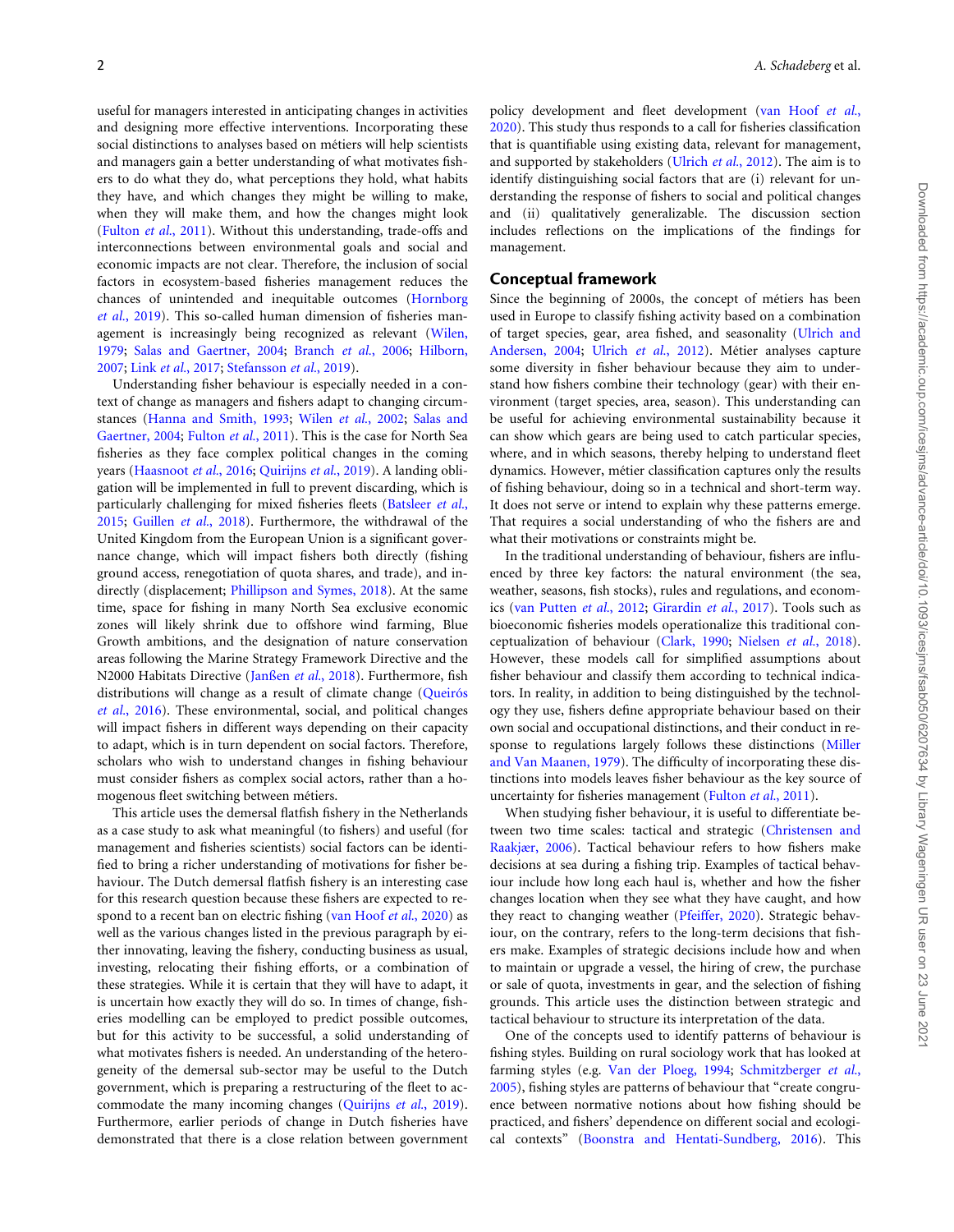useful for managers interested in anticipating changes in activities and designing more effective interventions. Incorporating these social distinctions to analyses based on métiers will help scientists and managers gain a better understanding of what motivates fishers to do what they do, what perceptions they hold, what habits they have, and which changes they might be willing to make, when they will make them, and how the changes might look (Fulton *et al.*, 2011). Without this understanding, trade-offs and interconnections between environmental goals and social and economic impacts are not clear. Therefore, the inclusion of social factors in ecosystem-based fisheries management reduces the chances of unintended and inequitable outcomes (Hornborg *et al.*, 2019). This so-called human dimension of fisheries management is increasingly being recognized as relevant (Wilen, 1979; Salas and Gaertner, 2004; Branch *et al.*, 2006; Hilborn, 2007; Link *et al.*, 2017; Stefansson *et al.*, 2019).

Understanding fisher behaviour is especially needed in a context of change as managers and fishers adapt to changing circumstances (Hanna and Smith, 1993; Wilen *et al.*, 2002; Salas and Gaertner, 2004; Fulton *et al.*, 2011). This is the case for North Sea fisheries as they face complex political changes in the coming years (Haasnoot *et al.*, 2016; Quirijns *et al.*, 2019). A landing obligation will be implemented in full to prevent discarding, which is particularly challenging for mixed fisheries fleets (Batsleer *et al.*, 2015; Guillen *et al.*, 2018). Furthermore, the withdrawal of the United Kingdom from the European Union is a significant governance change, which will impact fishers both directly (fishing ground access, renegotiation of quota shares, and trade), and indirectly (displacement; Phillipson and Symes, 2018). At the same time, space for fishing in many North Sea exclusive economic zones will likely shrink due to offshore wind farming, Blue Growth ambitions, and the designation of nature conservation areas following the Marine Strategy Framework Directive and the N2000 Habitats Directive (Janßen *et al.*, 2018). Furthermore, fish distributions will change as a result of climate change (Queirós *et al.*, 2016). These environmental, social, and political changes will impact fishers in different ways depending on their capacity to adapt, which is in turn dependent on social factors. Therefore, scholars who wish to understand changes in fishing behaviour must consider fishers as complex social actors, rather than a homogenous fleet switching between métiers.

This article uses the demersal flatfish fishery in the Netherlands as a case study to ask what meaningful (to fishers) and useful (for management and fisheries scientists) social factors can be identified to bring a richer understanding of motivations for fisher behaviour. The Dutch demersal flatfish fishery is an interesting case for this research question because these fishers are expected to respond to a recent ban on electric fishing (van Hoof *et al.*, 2020) as well as the various changes listed in the previous paragraph by either innovating, leaving the fishery, conducting business as usual, investing, relocating their fishing efforts, or a combination of these strategies. While it is certain that they will have to adapt, it is uncertain how exactly they will do so. In times of change, fisheries modelling can be employed to predict possible outcomes, but for this activity to be successful, a solid understanding of what motivates fishers is needed. An understanding of the heterogeneity of the demersal sub-sector may be useful to the Dutch government, which is preparing a restructuring of the fleet to accommodate the many incoming changes (Quirijns *et al.*, 2019). Furthermore, earlier periods of change in Dutch fisheries have demonstrated that there is a close relation between government policy development and fleet development (van Hoof *et al.*, 2020). This study thus responds to a call for fisheries classification that is quantifiable using existing data, relevant for management, and supported by stakeholders (Ulrich *et al.*, 2012). The aim is to identify distinguishing social factors that are (i) relevant for understanding the response of fishers to social and political changes and (ii) qualitatively generalizable. The discussion section includes reflections on the implications of the findings for management.

## Conceptual framework

Since the beginning of 2000s, the concept of métiers has been used in Europe to classify fishing activity based on a combination of target species, gear, area fished, and seasonality (Ulrich and Andersen, 2004; Ulrich *et al.*, 2012). Métier analyses capture some diversity in fisher behaviour because they aim to understand how fishers combine their technology (gear) with their environment (target species, area, season). This understanding can be useful for achieving environmental sustainability because it can show which gears are being used to catch particular species, where, and in which seasons, thereby helping to understand fleet dynamics. However, métier classification captures only the results of fishing behaviour, doing so in a technical and short-term way. It does not serve or intend to explain why these patterns emerge. That requires a social understanding of who the fishers are and what their motivations or constraints might be.

In the traditional understanding of behaviour, fishers are influenced by three key factors: the natural environment (the sea, weather, seasons, fish stocks), rules and regulations, and economics (van Putten *et al.*, 2012; Girardin *et al.*, 2017). Tools such as bioeconomic fisheries models operationalize this traditional conceptualization of behaviour (Clark, 1990; Nielsen *et al.*, 2018). However, these models call for simplified assumptions about fisher behaviour and classify them according to technical indicators. In reality, in addition to being distinguished by the technology they use, fishers define appropriate behaviour based on their own social and occupational distinctions, and their conduct in response to regulations largely follows these distinctions (Miller and Van Maanen, 1979). The difficulty of incorporating these distinctions into models leaves fisher behaviour as the key source of uncertainty for fisheries management (Fulton *et al.*, 2011).

When studying fisher behaviour, it is useful to differentiate between two time scales: tactical and strategic (Christensen and Raakjær, 2006). Tactical behaviour refers to how fishers make decisions at sea during a fishing trip. Examples of tactical behaviour include how long each haul is, whether and how the fisher changes location when they see what they have caught, and how they react to changing weather (Pfeiffer, 2020). Strategic behaviour, on the contrary, refers to the long-term decisions that fishers make. Examples of strategic decisions include how and when to maintain or upgrade a vessel, the hiring of crew, the purchase or sale of quota, investments in gear, and the selection of fishing grounds. This article uses the distinction between strategic and tactical behaviour to structure its interpretation of the data.

One of the concepts used to identify patterns of behaviour is fishing styles. Building on rural sociology work that has looked at farming styles (e.g. Van der Ploeg, 1994; Schmitzberger *et al.*, 2005), fishing styles are patterns of behaviour that "create congruence between normative notions about how fishing should be practiced, and fishers' dependence on different social and ecological contexts" (Boonstra and Hentati-Sundberg, 2016). This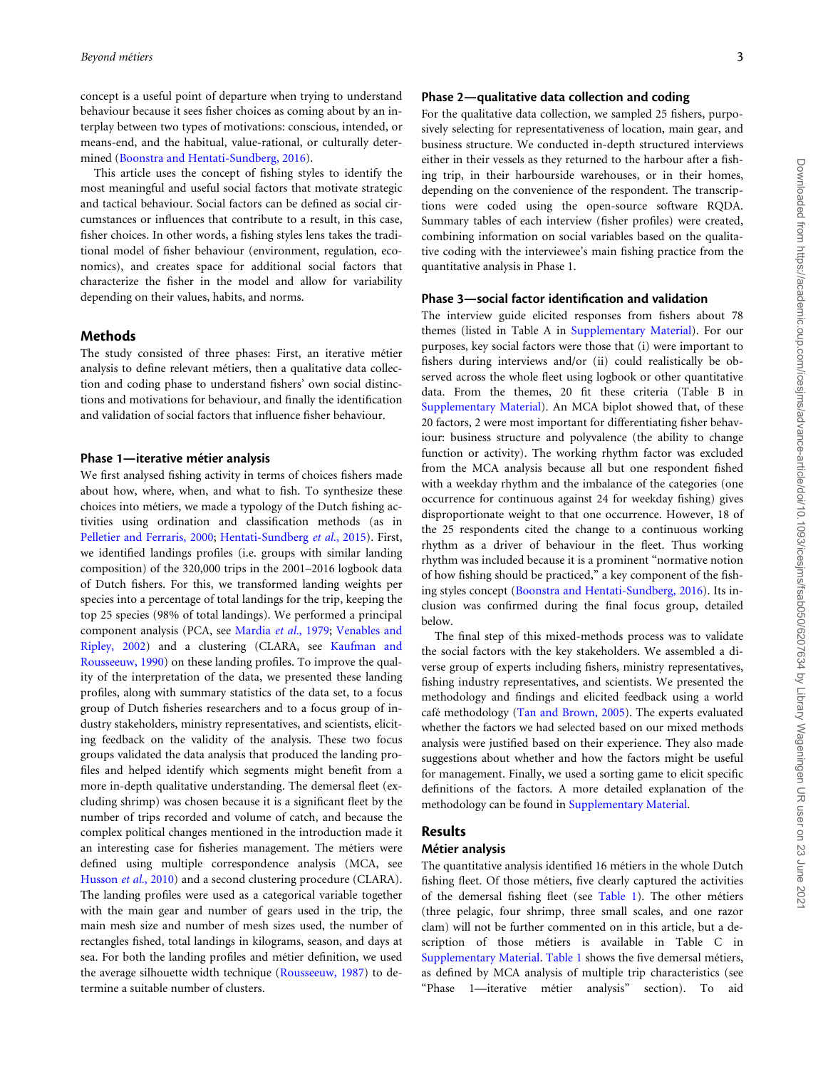concept is a useful point of departure when trying to understand behaviour because it sees fisher choices as coming about by an interplay between two types of motivations: conscious, intended, or means-end, and the habitual, value-rational, or culturally determined (Boonstra and Hentati-Sundberg, 2016).

This article uses the concept of fishing styles to identify the most meaningful and useful social factors that motivate strategic and tactical behaviour. Social factors can be defined as social circumstances or influences that contribute to a result, in this case, fisher choices. In other words, a fishing styles lens takes the traditional model of fisher behaviour (environment, regulation, economics), and creates space for additional social factors that characterize the fisher in the model and allow for variability depending on their values, habits, and norms.

## Methods

The study consisted of three phases: First, an iterative métier analysis to define relevant métiers, then a qualitative data collection and coding phase to understand fishers' own social distinctions and motivations for behaviour, and finally the identification and validation of social factors that influence fisher behaviour.

### Phase 1—iterative métier analysis

We first analysed fishing activity in terms of choices fishers made about how, where, when, and what to fish. To synthesize these choices into métiers, we made a typology of the Dutch fishing activities using ordination and classification methods (as in Pelletier and Ferraris, 2000; Hentati-Sundberg *et al.*, 2015). First, we identified landings profiles (i.e. groups with similar landing composition) of the 320,000 trips in the 2001–2016 logbook data of Dutch fishers. For this, we transformed landing weights per species into a percentage of total landings for the trip, keeping the top 25 species (98% of total landings). We performed a principal component analysis (PCA, see Mardia *et al.*, 1979; Venables and Ripley, 2002) and a clustering (CLARA, see Kaufman and Rousseeuw, 1990) on these landing profiles. To improve the quality of the interpretation of the data, we presented these landing profiles, along with summary statistics of the data set, to a focus group of Dutch fisheries researchers and to a focus group of industry stakeholders, ministry representatives, and scientists, eliciting feedback on the validity of the analysis. These two focus groups validated the data analysis that produced the landing profiles and helped identify which segments might benefit from a more in-depth qualitative understanding. The demersal fleet (excluding shrimp) was chosen because it is a significant fleet by the number of trips recorded and volume of catch, and because the complex political changes mentioned in the introduction made it an interesting case for fisheries management. The métiers were defined using multiple correspondence analysis (MCA, see Husson *et al.*, 2010) and a second clustering procedure (CLARA). The landing profiles were used as a categorical variable together with the main gear and number of gears used in the trip, the main mesh size and number of mesh sizes used, the number of rectangles fished, total landings in kilograms, season, and days at sea. For both the landing profiles and métier definition, we used the average silhouette width technique (Rousseeuw, 1987) to determine a suitable number of clusters.

### Phase 2—qualitative data collection and coding

For the qualitative data collection, we sampled 25 fishers, purposively selecting for representativeness of location, main gear, and business structure. We conducted in-depth structured interviews either in their vessels as they returned to the harbour after a fishing trip, in their harbourside warehouses, or in their homes, depending on the convenience of the respondent. The transcriptions were coded using the open-source software RQDA. Summary tables of each interview (fisher profiles) were created, combining information on social variables based on the qualitative coding with the interviewee's main fishing practice from the quantitative analysis in Phase 1.

### Phase 3—social factor identification and validation

The interview guide elicited responses from fishers about 78 themes (listed in Table A in Supplementary Material). For our purposes, key social factors were those that (i) were important to fishers during interviews and/or (ii) could realistically be observed across the whole fleet using logbook or other quantitative data. From the themes, 20 fit these criteria (Table B in Supplementary Material). An MCA biplot showed that, of these 20 factors, 2 were most important for differentiating fisher behaviour: business structure and polyvalence (the ability to change function or activity). The working rhythm factor was excluded from the MCA analysis because all but one respondent fished with a weekday rhythm and the imbalance of the categories (one occurrence for continuous against 24 for weekday fishing) gives disproportionate weight to that one occurrence. However, 18 of the 25 respondents cited the change to a continuous working rhythm as a driver of behaviour in the fleet. Thus working rhythm was included because it is a prominent "normative notion of how fishing should be practiced," a key component of the fishing styles concept (Boonstra and Hentati-Sundberg, 2016). Its inclusion was confirmed during the final focus group, detailed below.

The final step of this mixed-methods process was to validate the social factors with the key stakeholders. We assembled a diverse group of experts including fishers, ministry representatives, fishing industry representatives, and scientists. We presented the methodology and findings and elicited feedback using a world café methodology (Tan and Brown, 2005). The experts evaluated whether the factors we had selected based on our mixed methods analysis were justified based on their experience. They also made suggestions about whether and how the factors might be useful for management. Finally, we used a sorting game to elicit specific definitions of the factors. A more detailed explanation of the methodology can be found in Supplementary Material.

## Results

### Métier analysis

The quantitative analysis identified 16 métiers in the whole Dutch fishing fleet. Of those métiers, five clearly captured the activities of the demersal fishing fleet (see Table 1). The other métiers (three pelagic, four shrimp, three small scales, and one razor clam) will not be further commented on in this article, but a description of those métiers is available in Table C in Supplementary Material. Table 1 shows the five demersal métiers, as defined by MCA analysis of multiple trip characteristics (see "Phase 1—iterative métier analysis" section). To aid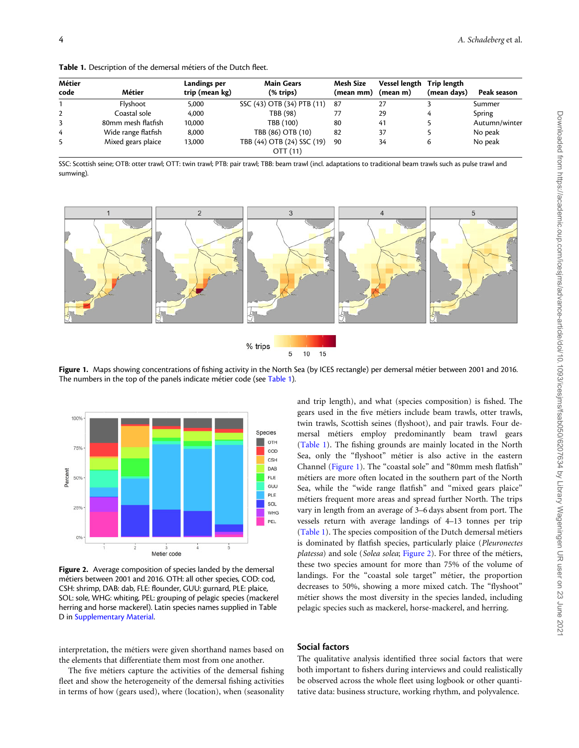**Table 1.** Description of the demersal métiers of the Dutch fleet.

| Métier code | Métier | Landings per trip (mean kg) | Main Gears (% trips) | Mesh Size (mean mm) | Vessel length (mean m) | Trip length (mean days) | Peak season |
|---|---|---|---|---|---|---|---|
| 1 | Flyshoot | 5,000 | SSC (43) OTB (34) PTB (11) | 87 | 27 | 3 | Summer |
| 2 | Coastal sole | 4,000 | TBB (98) | 77 | 29 | 4 | Spring |
| 3 | 80mm mesh flatfish | 10,000 | TBB (100) | 80 | 41 | 5 | Autumn/winter |
| 4 | Wide range flatfish | 8,000 | TBB (86) OTB (10) | 82 | 37 | 5 | No peak |
| 5 | Mixed gears plaice | 13,000 | TBB (44) OTB (24) SSC (19) OTT (11) | 90 | 34 | 6 | No peak |

SSC: Scottish seine; OTB: otter trawl; OTT: twin trawl; PTB: pair trawl; TBB: beam trawl (incl. adaptations to traditional beam trawls such as pulse trawl and sumwing).

**Figure 1.** Maps showing concentrations of fishing activity in the North Sea (by ICES rectangle) per demersal métier between 2001 and 2016. The numbers in the top of the panels indicate métier code (see Table 1).

**Figure 2.** Average composition of species landed by the demersal métiers between 2001 and 2016. OTH: all other species, COD: cod, CSH: shrimp, DAB: dab, FLE: flounder, GUU: gurnard, PLE: plaice, SOL: sole, WHG: whiting, PEL: grouping of pelagic species (mackerel herring and horse mackerel). Latin species names supplied in Table D in Supplementary Material.

interpretation, the métiers were given shorthand names based on the elements that differentiate them most from one another.

The five métiers capture the activities of the demersal fishing fleet and show the heterogeneity of the demersal fishing activities in terms of how (gears used), where (location), when (seasonality and trip length), and what (species composition) is fished. The gears used in the five métiers include beam trawls, otter trawls, twin trawls, Scottish seines (flyshoot), and pair trawls. Four demersal métiers employ predominantly beam trawl gears (Table 1). The fishing grounds are mainly located in the North Sea, only the "flyshoot" métier is also active in the eastern Channel (Figure 1). The "coastal sole" and "80mm mesh flatfish" métiers are more often located in the southern part of the North Sea, while the "wide range flatfish" and "mixed gears plaice" métiers frequent more areas and spread further North. The trips vary in length from an average of 3–6 days absent from port. The vessels return with average landings of 4–13 tonnes per trip (Table 1). The species composition of the Dutch demersal métiers is dominated by flatfish species, particularly plaice (*Pleuronectes platessa*) and sole (*Solea solea*; Figure 2). For three of the métiers, these two species amount for more than 75% of the volume of landings. For the "coastal sole target" métier, the proportion decreases to 50%, showing a more mixed catch. The "flyshoot" métier shows the most diversity in the species landed, including pelagic species such as mackerel, horse-mackerel, and herring.

## Social factors

The qualitative analysis identified three social factors that were both important to fishers during interviews and could realistically be observed across the whole fleet using logbook or other quantitative data: business structure, working rhythm, and polyvalence.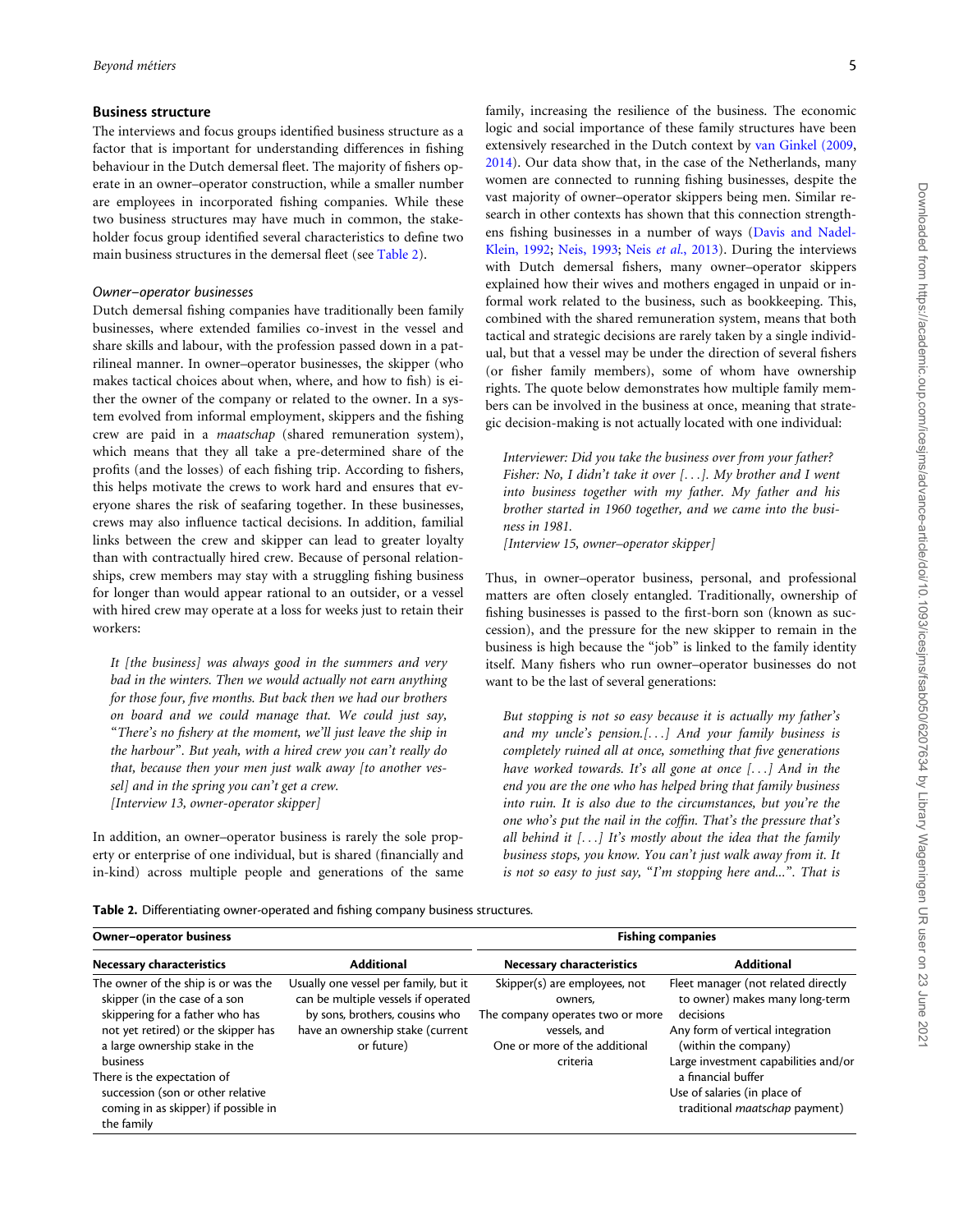## Business structure

The interviews and focus groups identified business structure as a factor that is important for understanding differences in fishing behaviour in the Dutch demersal fleet. The majority of fishers operate in an owner–operator construction, while a smaller number are employees in incorporated fishing companies. While these two business structures may have much in common, the stakeholder focus group identified several characteristics to define two main business structures in the demersal fleet (see Table 2).

### *Owner–operator businesses*

Dutch demersal fishing companies have traditionally been family businesses, where extended families co-invest in the vessel and share skills and labour, with the profession passed down in a patrilineal manner. In owner–operator businesses, the skipper (who makes tactical choices about when, where, and how to fish) is either the owner of the company or related to the owner. In a system evolved from informal employment, skippers and the fishing crew are paid in a *maatschap* (shared remuneration system), which means that they all take a pre-determined share of the profits (and the losses) of each fishing trip. According to fishers, this helps motivate the crews to work hard and ensures that everyone shares the risk of seafaring together. In these businesses, crews may also influence tactical decisions. In addition, familial links between the crew and skipper can lead to greater loyalty than with contractually hired crew. Because of personal relationships, crew members may stay with a struggling fishing business for longer than would appear rational to an outsider, or a vessel with hired crew may operate at a loss for weeks just to retain their workers:

> *It [the business] was always good in the summers and very bad in the winters. Then we would actually not earn anything for those four, five months. But back then we had our brothers on board and we could manage that. We could just say, "There's no fishery at the moment, we'll just leave the ship in the harbour". But yeah, with a hired crew you can't really do that, because then your men just walk away [to another vessel] and in the spring you can't get a crew.*
> *[Interview 13, owner-operator skipper]*

In addition, an owner–operator business is rarely the sole property or enterprise of one individual, but is shared (financially and in-kind) across multiple people and generations of the same family, increasing the resilience of the business. The economic logic and social importance of these family structures have been extensively researched in the Dutch context by van Ginkel (2009, 2014). Our data show that, in the case of the Netherlands, many women are connected to running fishing businesses, despite the vast majority of owner–operator skippers being men. Similar research in other contexts has shown that this connection strengthens fishing businesses in a number of ways (Davis and Nadel-Klein, 1992; Neis, 1993; Neis *et al.*, 2013). During the interviews with Dutch demersal fishers, many owner–operator skippers explained how their wives and mothers engaged in unpaid or informal work related to the business, such as bookkeeping. This, combined with the shared remuneration system, means that both tactical and strategic decisions are rarely taken by a single individual, but that a vessel may be under the direction of several fishers (or fisher family members), some of whom have ownership rights. The quote below demonstrates how multiple family members can be involved in the business at once, meaning that strategic decision-making is not actually located with one individual:

> *Interviewer: Did you take the business over from your father? Fisher: No, I didn't take it over [...]. My brother and I went into business together with my father. My father and his brother started in 1960 together, and we came into the business in 1981.*
> *[Interview 15, owner–operator skipper]*

Thus, in owner–operator business, personal, and professional matters are often closely entangled. Traditionally, ownership of fishing businesses is passed to the first-born son (known as succession), and the pressure for the new skipper to remain in the business is high because the "job" is linked to the family identity itself. Many fishers who run owner–operator businesses do not want to be the last of several generations:

> *But stopping is not so easy because it is actually my father's and my uncle's pension.[...] And your family business is completely ruined all at once, something that five generations have worked towards. It's all gone at once [...] And in the end you are the one who has helped bring that family business into ruin. It is also due to the circumstances, but you're the one who's put the nail in the coffin. That's the pressure that's all behind it [...] It's mostly about the idea that the family business stops, you know. You can't just walk away from it. It is not so easy to just say, "I'm stopping here and...". That is*

**Table 2.** Differentiating owner-operated and fishing company business structures.

| Owner–operator business | | Fishing companies | |
|---|---|---|---|
| **Necessary characteristics** | **Additional** | **Necessary characteristics** | **Additional** |
| The owner of the ship is or was the skipper (in the case of a son skippering for a father who has not yet retired) or the skipper has a large ownership stake in the business<br>There is the expectation of succession (son or other relative coming in as skipper) if possible in the family | Usually one vessel per family, but it can be multiple vessels if operated by sons, brothers, cousins who have an ownership stake (current or future) | Skipper(s) are employees, not owners,<br>The company operates two or more vessels, and<br>One or more of the additional criteria | Fleet manager (not related directly to owner) makes many long-term decisions<br>Any form of vertical integration (within the company)<br>Large investment capabilities and/or a financial buffer<br>Use of salaries (in place of traditional *maatschap* payment) |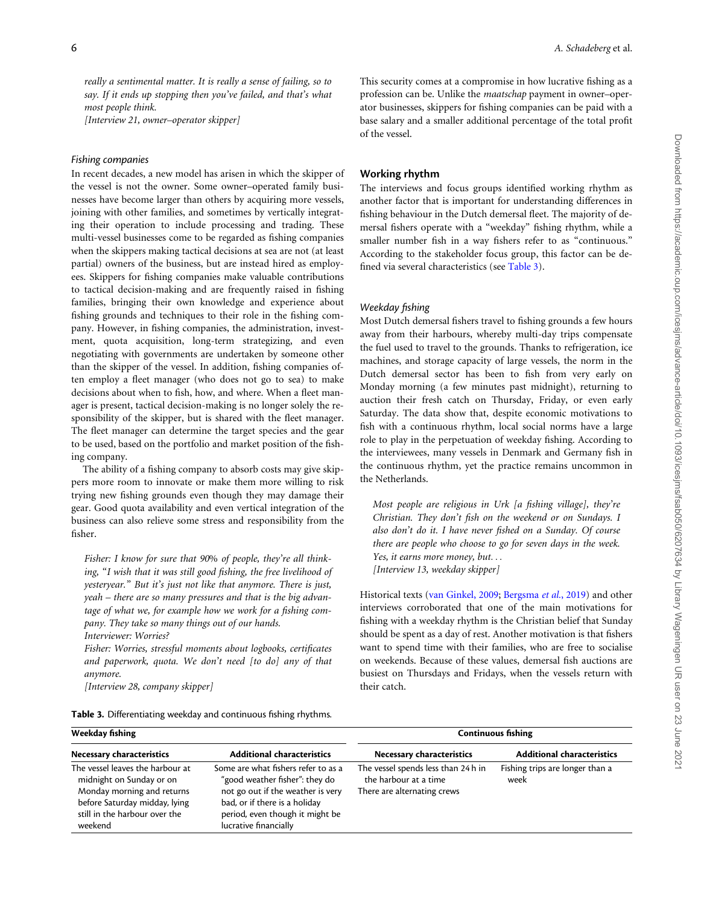*really a sentimental matter. It is really a sense of failing, so to say. If it ends up stopping then you've failed, and that's what most people think.*
*[Interview 21, owner–operator skipper]*

### Fishing companies

In recent decades, a new model has arisen in which the skipper of the vessel is not the owner. Some owner–operated family businesses have become larger than others by acquiring more vessels, joining with other families, and sometimes by vertically integrating their operation to include processing and trading. These multi-vessel businesses come to be regarded as fishing companies when the skippers making tactical decisions at sea are not (at least partial) owners of the business, but are instead hired as employees. Skippers for fishing companies make valuable contributions to tactical decision-making and are frequently raised in fishing families, bringing their own knowledge and experience about fishing grounds and techniques to their role in the fishing company. However, in fishing companies, the administration, investment, quota acquisition, long-term strategizing, and even negotiating with governments are undertaken by someone other than the skipper of the vessel. In addition, fishing companies often employ a fleet manager (who does not go to sea) to make decisions about when to fish, how, and where. When a fleet manager is present, tactical decision-making is no longer solely the responsibility of the skipper, but is shared with the fleet manager. The fleet manager can determine the target species and the gear to be used, based on the portfolio and market position of the fishing company.

The ability of a fishing company to absorb costs may give skippers more room to innovate or make them more willing to risk trying new fishing grounds even though they may damage their gear. Good quota availability and even vertical integration of the business can also relieve some stress and responsibility from the fisher.

*Fisher: I know for sure that 90% of people, they're all thinking, "I wish that it was still good fishing, the free livelihood of yesteryear." But it's just not like that anymore. There is just, yeah – there are so many pressures and that is the big advantage of what we, for example how we work for a fishing company. They take so many things out of our hands.*
*Interviewer: Worries?*
*Fisher: Worries, stressful moments about logbooks, certificates and paperwork, quota. We don't need [to do] any of that anymore.*
*[Interview 28, company skipper]*

This security comes at a compromise in how lucrative fishing as a profession can be. Unlike the *maatschap* payment in owner–operator businesses, skippers for fishing companies can be paid with a base salary and a smaller additional percentage of the total profit of the vessel.

## Working rhythm

The interviews and focus groups identified working rhythm as another factor that is important for understanding differences in fishing behaviour in the Dutch demersal fleet. The majority of demersal fishers operate with a "weekday" fishing rhythm, while a smaller number fish in a way fishers refer to as "continuous." According to the stakeholder focus group, this factor can be defined via several characteristics (see Table 3).

### Weekday fishing

Most Dutch demersal fishers travel to fishing grounds a few hours away from their harbours, whereby multi-day trips compensate the fuel used to travel to the grounds. Thanks to refrigeration, ice machines, and storage capacity of large vessels, the norm in the Dutch demersal sector has been to fish from very early on Monday morning (a few minutes past midnight), returning to auction their fresh catch on Thursday, Friday, or even early Saturday. The data show that, despite economic motivations to fish with a continuous rhythm, local social norms have a large role to play in the perpetuation of weekday fishing. According to the interviewees, many vessels in Denmark and Germany fish in the continuous rhythm, yet the practice remains uncommon in the Netherlands.

*Most people are religious in Urk [a fishing village], they're Christian. They don't fish on the weekend or on Sundays. I also don't do it. I have never fished on a Sunday. Of course there are people who choose to go for seven days in the week. Yes, it earns more money, but...*
*[Interview 13, weekday skipper]*

Historical texts (van Ginkel, 2009; Bergsma *et al.*, 2019) and other interviews corroborated that one of the main motivations for fishing with a weekday rhythm is the Christian belief that Sunday should be spent as a day of rest. Another motivation is that fishers want to spend time with their families, who are free to socialise on weekends. Because of these values, demersal fish auctions are busiest on Thursdays and Fridays, when the vessels return with their catch.

**Table 3.** Differentiating weekday and continuous fishing rhythms.

| **Weekday fishing** | | **Continuous fishing** | |
|---|---|---|---|
| **Necessary characteristics** | **Additional characteristics** | **Necessary characteristics** | **Additional characteristics** |
| The vessel leaves the harbour at midnight on Sunday or on Monday morning and returns before Saturday midday, lying still in the harbour over the weekend | Some are what fishers refer to as a "good weather fisher": they do not go out if the weather is very bad, or if there is a holiday period, even though it might be lucrative financially | The vessel spends less than 24 h in the harbour at a time<br>There are alternating crews | Fishing trips are longer than a week |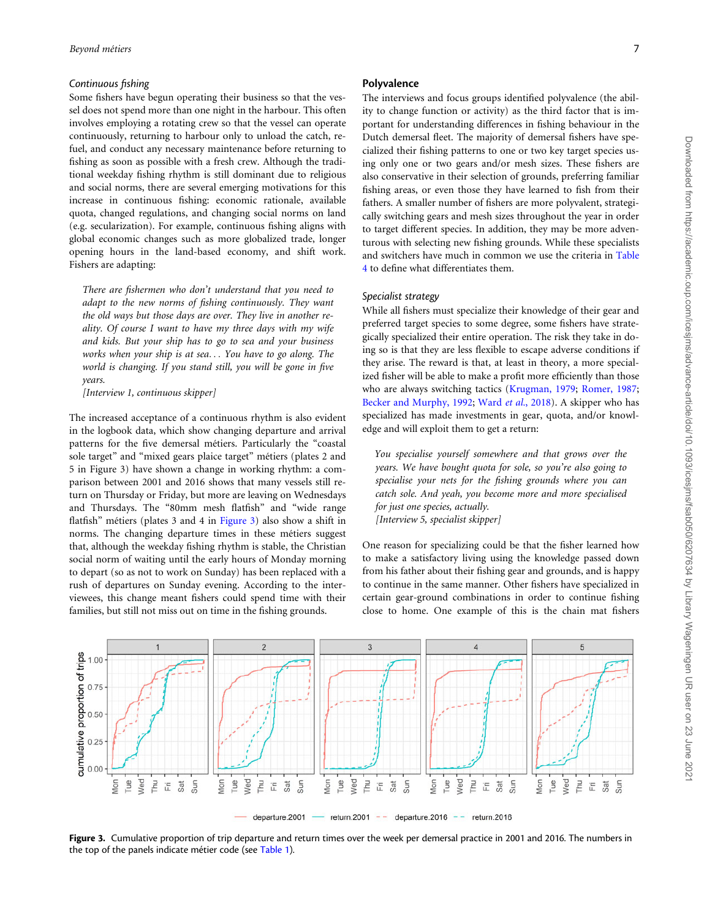### *Continuous fishing*

Some fishers have begun operating their business so that the vessel does not spend more than one night in the harbour. This often involves employing a rotating crew so that the vessel can operate continuously, returning to harbour only to unload the catch, refuel, and conduct any necessary maintenance before returning to fishing as soon as possible with a fresh crew. Although the traditional weekday fishing rhythm is still dominant due to religious and social norms, there are several emerging motivations for this increase in continuous fishing: economic rationale, available quota, changed regulations, and changing social norms on land (e.g. secularization). For example, continuous fishing aligns with global economic changes such as more globalized trade, longer opening hours in the land-based economy, and shift work. Fishers are adapting:

> *There are fishermen who don't understand that you need to adapt to the new norms of fishing continuously. They want the old ways but those days are over. They live in another reality. Of course I want to have my three days with my wife and kids. But your ship has to go to sea and your business works when your ship is at sea... You have to go along. The world is changing. If you stand still, you will be gone in five years.*
> *[Interview 1, continuous skipper]*

The increased acceptance of a continuous rhythm is also evident in the logbook data, which show changing departure and arrival patterns for the five demersal métiers. Particularly the "coastal sole target" and "mixed gears plaice target" métiers (plates 2 and 5 in Figure 3) have shown a change in working rhythm: a comparison between 2001 and 2016 shows that many vessels still return on Thursday or Friday, but more are leaving on Wednesdays and Thursdays. The "80mm mesh flatfish" and "wide range flatfish" métiers (plates 3 and 4 in Figure 3) also show a shift in norms. The changing departure times in these métiers suggest that, although the weekday fishing rhythm is stable, the Christian social norm of waiting until the early hours of Monday morning to depart (so as not to work on Sunday) has been replaced with a rush of departures on Sunday evening. According to the interviewees, this change meant fishers could spend time with their families, but still not miss out on time in the fishing grounds.

## Polyvalence

The interviews and focus groups identified polyvalence (the ability to change function or activity) as the third factor that is important for understanding differences in fishing behaviour in the Dutch demersal fleet. The majority of demersal fishers have specialized their fishing patterns to one or two key target species using only one or two gears and/or mesh sizes. These fishers are also conservative in their selection of grounds, preferring familiar fishing areas, or even those they have learned to fish from their fathers. A smaller number of fishers are more polyvalent, strategically switching gears and mesh sizes throughout the year in order to target different species. In addition, they may be more adventurous with selecting new fishing grounds. While these specialists and switchers have much in common we use the criteria in Table 4 to define what differentiates them.

### *Specialist strategy*

While all fishers must specialize their knowledge of their gear and preferred target species to some degree, some fishers have strategically specialized their entire operation. The risk they take in doing so is that they are less flexible to escape adverse conditions if they arise. The reward is that, at least in theory, a more specialized fisher will be able to make a profit more efficiently than those who are always switching tactics (Krugman, 1979; Romer, 1987; Becker and Murphy, 1992; Ward *et al.*, 2018). A skipper who has specialized has made investments in gear, quota, and/or knowledge and will exploit them to get a return:

> *You specialise yourself somewhere and that grows over the years. We have bought quota for sole, so you're also going to specialise your nets for the fishing grounds where you can catch sole. And yeah, you become more and more specialised for just one species, actually.*
> *[Interview 5, specialist skipper]*

One reason for specializing could be that the fisher learned how to make a satisfactory living using the knowledge passed down from his father about their fishing gear and grounds, and is happy to continue in the same manner. Other fishers have specialized in certain gear-ground combinations in order to continue fishing close to home. One example of this is the chain mat fishers

**Figure 3.** Cumulative proportion of trip departure and return times over the week per demersal practice in 2001 and 2016. The numbers in the top of the panels indicate métier code (see Table 1).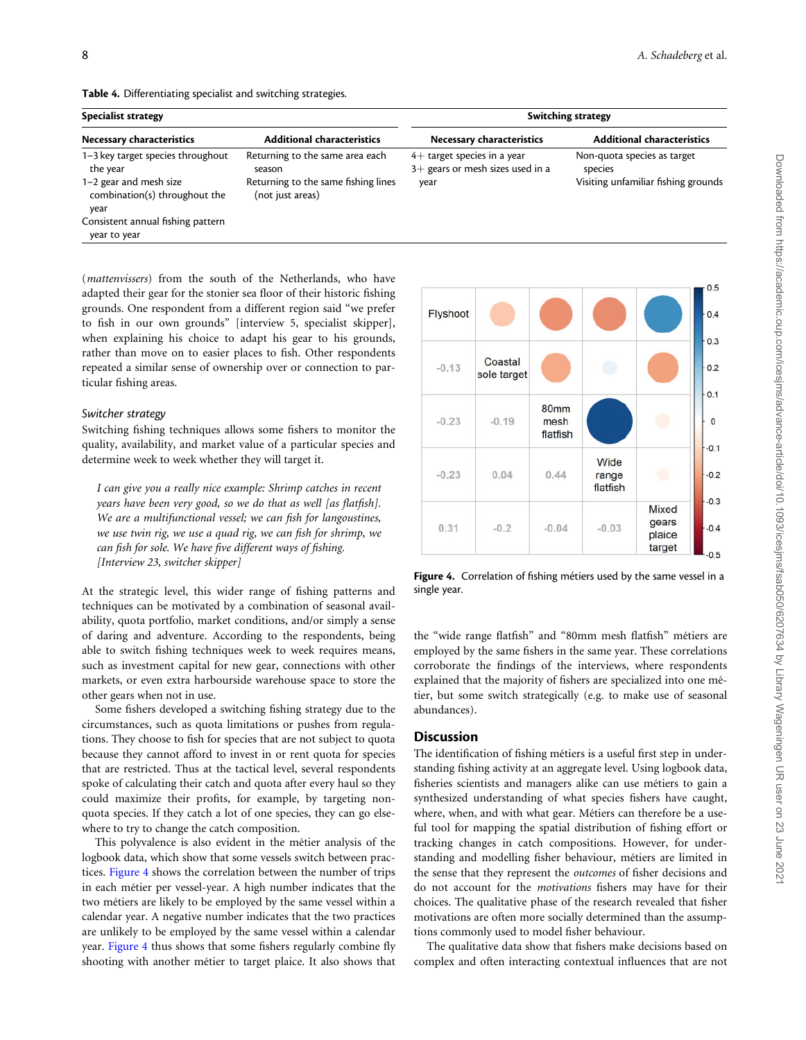**Table 4.** Differentiating specialist and switching strategies.

| Specialist strategy | | Switching strategy | |
|---|---|---|---|
| **Necessary characteristics** | **Additional characteristics** | **Necessary characteristics** | **Additional characteristics** |
| 1–3 key target species throughout the year | Returning to the same area each season | 4+ target species in a year | Non-quota species as target species |
| 1–2 gear and mesh size combination(s) throughout the year | Returning to the same fishing lines (not just areas) | 3+ gears or mesh sizes used in a year | Visiting unfamiliar fishing grounds |
| Consistent annual fishing pattern year to year | | | |

(*mattenvissers*) from the south of the Netherlands, who have adapted their gear for the stonier sea floor of their historic fishing grounds. One respondent from a different region said "we prefer to fish in our own grounds" [interview 5, specialist skipper], when explaining his choice to adapt his gear to his grounds, rather than move on to easier places to fish. Other respondents repeated a similar sense of ownership over or connection to particular fishing areas.

### *Switcher strategy*

Switching fishing techniques allows some fishers to monitor the quality, availability, and market value of a particular species and determine week to week whether they will target it.

> *I can give you a really nice example: Shrimp catches in recent years have been very good, so we do that as well [as flatfish]. We are a multifunctional vessel; we can fish for langoustines, we use twin rig, we use a quad rig, we can fish for shrimp, we can fish for sole. We have five different ways of fishing. [Interview 23, switcher skipper]*

At the strategic level, this wider range of fishing patterns and techniques can be motivated by a combination of seasonal availability, quota portfolio, market conditions, and/or simply a sense of daring and adventure. According to the respondents, being able to switch fishing techniques week to week requires means, such as investment capital for new gear, connections with other markets, or even extra harbourside warehouse space to store the other gears when not in use.

Some fishers developed a switching fishing strategy due to the circumstances, such as quota limitations or pushes from regulations. They choose to fish for species that are not subject to quota because they cannot afford to invest in or rent quota for species that are restricted. Thus at the tactical level, several respondents spoke of calculating their catch and quota after every haul so they could maximize their profits, for example, by targeting non-quota species. If they catch a lot of one species, they can go elsewhere to try to change the catch composition.

This polyvalence is also evident in the métier analysis of the logbook data, which show that some vessels switch between practices. Figure 4 shows the correlation between the number of trips in each métier per vessel-year. A high number indicates that the two métiers are likely to be employed by the same vessel within a calendar year. A negative number indicates that the two practices are unlikely to be employed by the same vessel within a calendar year. Figure 4 thus shows that some fishers regularly combine fly shooting with another métier to target plaice. It also shows that the "wide range flatfish" and "80mm mesh flatfish" métiers are employed by the same fishers in the same year. These correlations corroborate the findings of the interviews, where respondents explained that the majority of fishers are specialized into one métier, but some switch strategically (e.g. to make use of seasonal abundances).

| Flyshoot | | | | |
|---|---|---|---|---|
| -0.13 | Coastal sole target | | | |
| -0.23 | -0.19 | 80mm mesh flatfish | | |
| -0.23 | 0.04 | 0.44 | Wide range flatfish | |
| 0.31 | -0.2 | -0.04 | -0.03 | Mixed gears plaice target |

**Figure 4.** Correlation of fishing métiers used by the same vessel in a single year.

## Discussion

The identification of fishing métiers is a useful first step in understanding fishing activity at an aggregate level. Using logbook data, fisheries scientists and managers alike can use métiers to gain a synthesized understanding of what species fishers have caught, where, when, and with what gear. Métiers can therefore be a useful tool for mapping the spatial distribution of fishing effort or tracking changes in catch compositions. However, for understanding and modelling fisher behaviour, métiers are limited in the sense that they represent the *outcomes* of fisher decisions and do not account for the *motivations* fishers may have for their choices. The qualitative phase of the research revealed that fisher motivations are often more socially determined than the assumptions commonly used to model fisher behaviour.

The qualitative data show that fishers make decisions based on complex and often interacting contextual influences that are not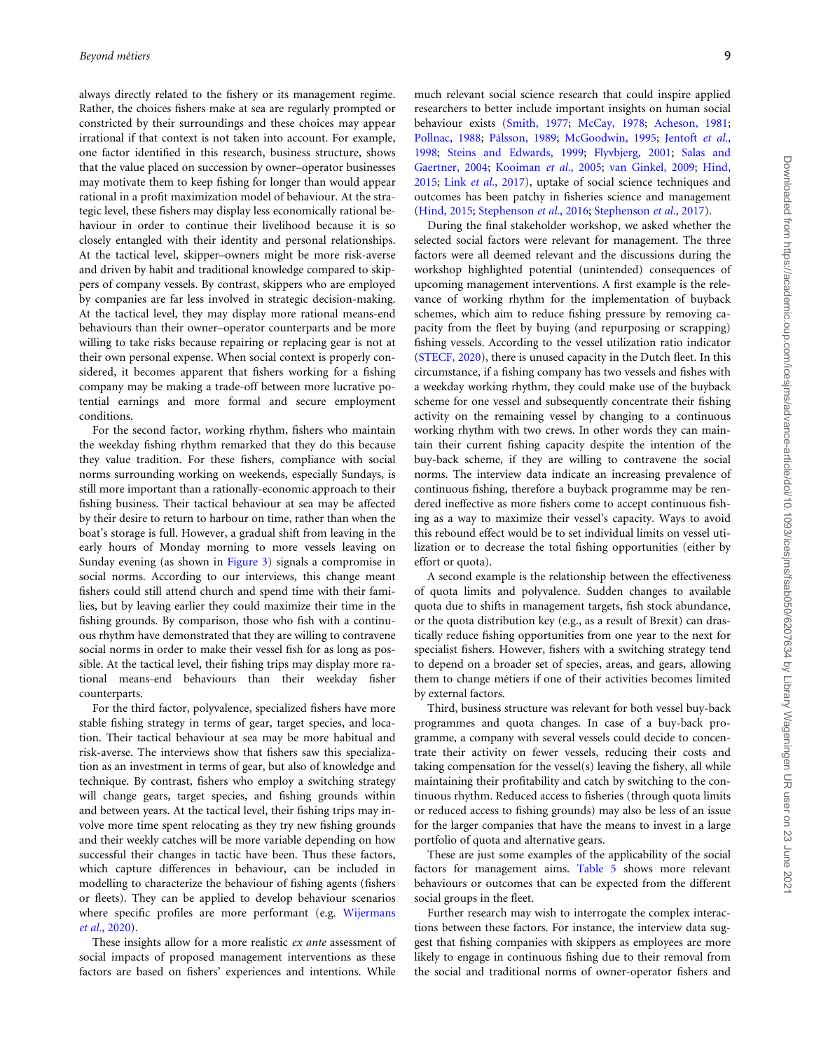always directly related to the fishery or its management regime. Rather, the choices fishers make at sea are regularly prompted or constricted by their surroundings and these choices may appear irrational if that context is not taken into account. For example, one factor identified in this research, business structure, shows that the value placed on succession by owner–operator businesses may motivate them to keep fishing for longer than would appear rational in a profit maximization model of behaviour. At the strategic level, these fishers may display less economically rational behaviour in order to continue their livelihood because it is so closely entangled with their identity and personal relationships. At the tactical level, skipper–owners might be more risk-averse and driven by habit and traditional knowledge compared to skippers of company vessels. By contrast, skippers who are employed by companies are far less involved in strategic decision-making. At the tactical level, they may display more rational means-end behaviours than their owner–operator counterparts and be more willing to take risks because repairing or replacing gear is not at their own personal expense. When social context is properly considered, it becomes apparent that fishers working for a fishing company may be making a trade-off between more lucrative potential earnings and more formal and secure employment conditions.

For the second factor, working rhythm, fishers who maintain the weekday fishing rhythm remarked that they do this because they value tradition. For these fishers, compliance with social norms surrounding working on weekends, especially Sundays, is still more important than a rationally-economic approach to their fishing business. Their tactical behaviour at sea may be affected by their desire to return to harbour on time, rather than when the boat's storage is full. However, a gradual shift from leaving in the early hours of Monday morning to more vessels leaving on Sunday evening (as shown in Figure 3) signals a compromise in social norms. According to our interviews, this change meant fishers could still attend church and spend time with their families, but by leaving earlier they could maximize their time in the fishing grounds. By comparison, those who fish with a continuous rhythm have demonstrated that they are willing to contravene social norms in order to make their vessel fish for as long as possible. At the tactical level, their fishing trips may display more rational means-end behaviours than their weekday fisher counterparts.

For the third factor, polyvalence, specialized fishers have more stable fishing strategy in terms of gear, target species, and location. Their tactical behaviour at sea may be more habitual and risk-averse. The interviews show that fishers saw this specialization as an investment in terms of gear, but also of knowledge and technique. By contrast, fishers who employ a switching strategy will change gears, target species, and fishing grounds within and between years. At the tactical level, their fishing trips may involve more time spent relocating as they try new fishing grounds and their weekly catches will be more variable depending on how successful their changes in tactic have been. Thus these factors, which capture differences in behaviour, can be included in modelling to characterize the behaviour of fishing agents (fishers or fleets). They can be applied to develop behaviour scenarios where specific profiles are more performant (e.g. Wijermans *et al.*, 2020).

These insights allow for a more realistic *ex ante* assessment of social impacts of proposed management interventions as these factors are based on fishers' experiences and intentions. While much relevant social science research that could inspire applied researchers to better include important insights on human social behaviour exists (Smith, 1977; McCay, 1978; Acheson, 1981; Pollnac, 1988; Pálsson, 1989; McGoodwin, 1995; Jentoft *et al.*, 1998; Steins and Edwards, 1999; Flyvbjerg, 2001; Salas and Gaertner, 2004; Kooiman *et al.*, 2005; van Ginkel, 2009; Hind, 2015; Link *et al.*, 2017), uptake of social science techniques and outcomes has been patchy in fisheries science and management (Hind, 2015; Stephenson *et al.*, 2016; Stephenson *et al.*, 2017).

During the final stakeholder workshop, we asked whether the selected social factors were relevant for management. The three factors were all deemed relevant and the discussions during the workshop highlighted potential (unintended) consequences of upcoming management interventions. A first example is the relevance of working rhythm for the implementation of buyback schemes, which aim to reduce fishing pressure by removing capacity from the fleet by buying (and repurposing or scrapping) fishing vessels. According to the vessel utilization ratio indicator (STECF, 2020), there is unused capacity in the Dutch fleet. In this circumstance, if a fishing company has two vessels and fishes with a weekday working rhythm, they could make use of the buyback scheme for one vessel and subsequently concentrate their fishing activity on the remaining vessel by changing to a continuous working rhythm with two crews. In other words they can maintain their current fishing capacity despite the intention of the buy-back scheme, if they are willing to contravene the social norms. The interview data indicate an increasing prevalence of continuous fishing, therefore a buyback programme may be rendered ineffective as more fishers come to accept continuous fishing as a way to maximize their vessel's capacity. Ways to avoid this rebound effect would be to set individual limits on vessel utilization or to decrease the total fishing opportunities (either by effort or quota).

A second example is the relationship between the effectiveness of quota limits and polyvalence. Sudden changes to available quota due to shifts in management targets, fish stock abundance, or the quota distribution key (e.g., as a result of Brexit) can drastically reduce fishing opportunities from one year to the next for specialist fishers. However, fishers with a switching strategy tend to depend on a broader set of species, areas, and gears, allowing them to change métiers if one of their activities becomes limited by external factors.

Third, business structure was relevant for both vessel buy-back programmes and quota changes. In case of a buy-back programme, a company with several vessels could decide to concentrate their activity on fewer vessels, reducing their costs and taking compensation for the vessel(s) leaving the fishery, all while maintaining their profitability and catch by switching to the continuous rhythm. Reduced access to fisheries (through quota limits or reduced access to fishing grounds) may also be less of an issue for the larger companies that have the means to invest in a large portfolio of quota and alternative gears.

These are just some examples of the applicability of the social factors for management aims. Table 5 shows more relevant behaviours or outcomes that can be expected from the different social groups in the fleet.

Further research may wish to interrogate the complex interactions between these factors. For instance, the interview data suggest that fishing companies with skippers as employees are more likely to engage in continuous fishing due to their removal from the social and traditional norms of owner-operator fishers and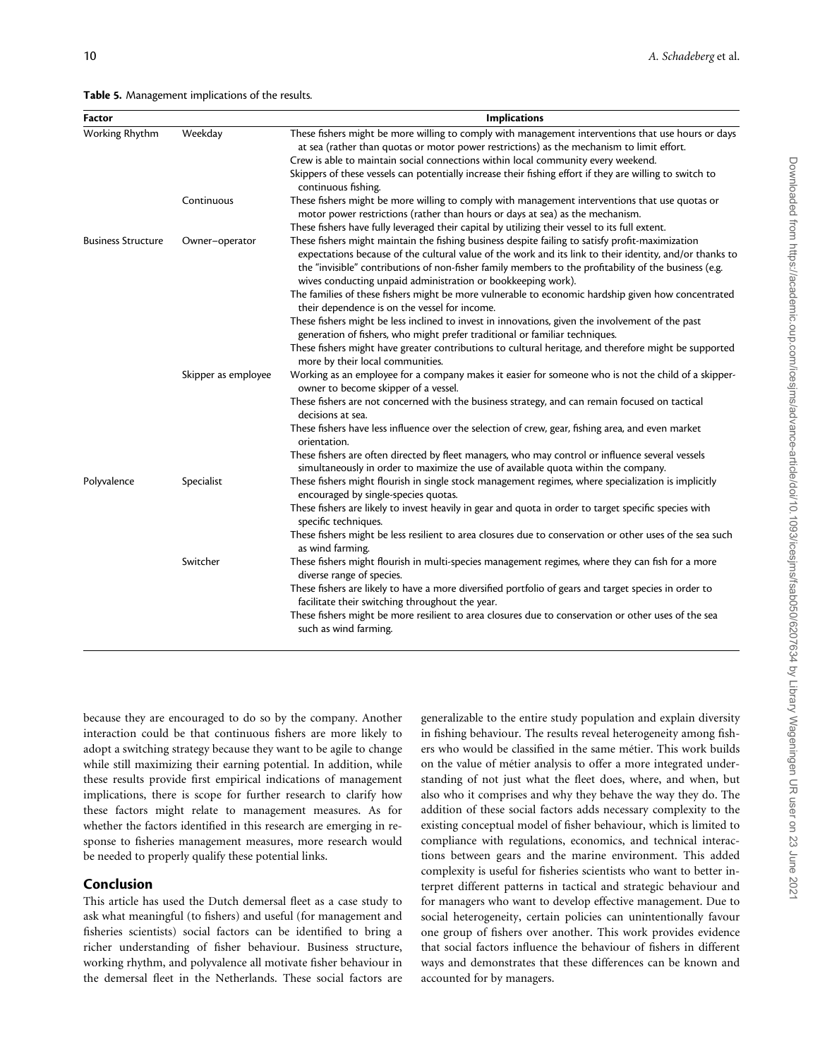**Table 5.** Management implications of the results.

| Factor | | Implications |
|---|---|---|
| Working Rhythm | Weekday | These fishers might be more willing to comply with management interventions that use hours or days at sea (rather than quotas or motor power restrictions) as the mechanism to limit effort.<br>Crew is able to maintain social connections within local community every weekend.<br>Skippers of these vessels can potentially increase their fishing effort if they are willing to switch to continuous fishing. |
| | Continuous | These fishers might be more willing to comply with management interventions that use quotas or motor power restrictions (rather than hours or days at sea) as the mechanism.<br>These fishers have fully leveraged their capital by utilizing their vessel to its full extent. |
| Business Structure | Owner–operator | These fishers might maintain the fishing business despite failing to satisfy profit-maximization expectations because of the cultural value of the work and its link to their identity, and/or thanks to the "invisible" contributions of non-fisher family members to the profitability of the business (e.g. wives conducting unpaid administration or bookkeeping work).<br>The families of these fishers might be more vulnerable to economic hardship given how concentrated their dependence is on the vessel for income.<br>These fishers might be less inclined to invest in innovations, given the involvement of the past generation of fishers, who might prefer traditional or familiar techniques.<br>These fishers might have greater contributions to cultural heritage, and therefore might be supported more by their local communities. |
| | Skipper as employee | Working as an employee for a company makes it easier for someone who is not the child of a skipper-owner to become skipper of a vessel.<br>These fishers are not concerned with the business strategy, and can remain focused on tactical decisions at sea.<br>These fishers have less influence over the selection of crew, gear, fishing area, and even market orientation.<br>These fishers are often directed by fleet managers, who may control or influence several vessels simultaneously in order to maximize the use of available quota within the company. |
| Polyvalence | Specialist | These fishers might flourish in single stock management regimes, where specialization is implicitly encouraged by single-species quotas.<br>These fishers are likely to invest heavily in gear and quota in order to target specific species with specific techniques.<br>These fishers might be less resilient to area closures due to conservation or other uses of the sea such as wind farming. |
| | Switcher | These fishers might flourish in multi-species management regimes, where they can fish for a more diverse range of species.<br>These fishers are likely to have a more diversified portfolio of gears and target species in order to facilitate their switching throughout the year.<br>These fishers might be more resilient to area closures due to conservation or other uses of the sea such as wind farming. |

because they are encouraged to do so by the company. Another interaction could be that continuous fishers are more likely to adopt a switching strategy because they want to be agile to change while still maximizing their earning potential. In addition, while these results provide first empirical indications of management implications, there is scope for further research to clarify how these factors might relate to management measures. As for whether the factors identified in this research are emerging in response to fisheries management measures, more research would be needed to properly qualify these potential links.

## Conclusion

This article has used the Dutch demersal fleet as a case study to ask what meaningful (to fishers) and useful (for management and fisheries scientists) social factors can be identified to bring a richer understanding of fisher behaviour. Business structure, working rhythm, and polyvalence all motivate fisher behaviour in the demersal fleet in the Netherlands. These social factors are generalizable to the entire study population and explain diversity in fishing behaviour. The results reveal heterogeneity among fishers who would be classified in the same métier. This work builds on the value of métier analysis to offer a more integrated understanding of not just what the fleet does, where, and when, but also who it comprises and why they behave the way they do. The addition of these social factors adds necessary complexity to the existing conceptual model of fisher behaviour, which is limited to compliance with regulations, economics, and technical interactions between gears and the marine environment. This added complexity is useful for fisheries scientists who want to better interpret different patterns in tactical and strategic behaviour and for managers who want to develop effective management. Due to social heterogeneity, certain policies can unintentionally favour one group of fishers over another. This work provides evidence that social factors influence the behaviour of fishers in different ways and demonstrates that these differences can be known and accounted for by managers.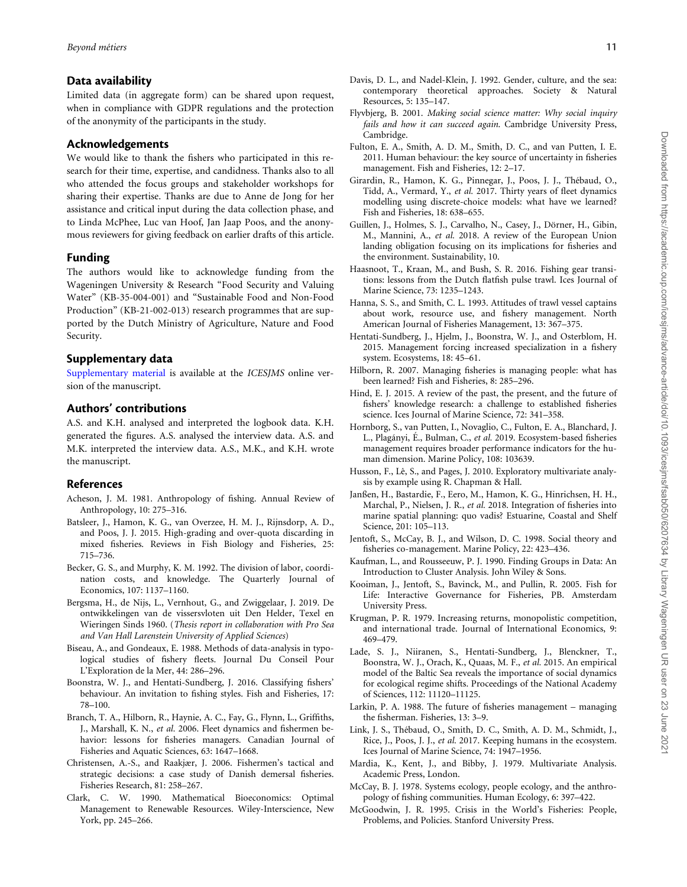## Data availability

Limited data (in aggregate form) can be shared upon request, when in compliance with GDPR regulations and the protection of the anonymity of the participants in the study.

## Acknowledgements

We would like to thank the fishers who participated in this research for their time, expertise, and candidness. Thanks also to all who attended the focus groups and stakeholder workshops for sharing their expertise. Thanks are due to Anne de Jong for her assistance and critical input during the data collection phase, and to Linda McPhee, Luc van Hoof, Jan Jaap Poos, and the anonymous reviewers for giving feedback on earlier drafts of this article.

## Funding

The authors would like to acknowledge funding from the Wageningen University & Research "Food Security and Valuing Water" (KB-35-004-001) and "Sustainable Food and Non-Food Production" (KB-21-002-013) research programmes that are supported by the Dutch Ministry of Agriculture, Nature and Food Security.

## Supplementary data

Supplementary material is available at the *ICESJMS* online version of the manuscript.

## Authors' contributions

A.S. and K.H. analysed and interpreted the logbook data. K.H. generated the figures. A.S. analysed the interview data. A.S. and M.K. interpreted the interview data. A.S., M.K., and K.H. wrote the manuscript.

## References

Acheson, J. M. 1981. Anthropology of fishing. Annual Review of Anthropology, 10: 275–316.

Batsleer, J., Hamon, K. G., van Overzee, H. M. J., Rijnsdorp, A. D., and Poos, J. J. 2015. High-grading and over-quota discarding in mixed fisheries. Reviews in Fish Biology and Fisheries, 25: 715–736.

Becker, G. S., and Murphy, K. M. 1992. The division of labor, coordination costs, and knowledge. The Quarterly Journal of Economics, 107: 1137–1160.

Bergsma, H., de Nijs, L., Vernhout, G., and Zwiggelaar, J. 2019. De ontwikkelingen van de vissersvloten uit Den Helder, Texel en Wieringen Sinds 1960. (*Thesis report in collaboration with Pro Sea and Van Hall Larenstein University of Applied Sciences*)

Biseau, A., and Gondeaux, E. 1988. Methods of data-analysis in typological studies of fishery fleets. Journal Du Conseil Pour L'Exploration de la Mer, 44: 286–296.

Boonstra, W. J., and Hentati-Sundberg, J. 2016. Classifying fishers' behaviour. An invitation to fishing styles. Fish and Fisheries, 17: 78–100.

Branch, T. A., Hilborn, R., Haynie, A. C., Fay, G., Flynn, L., Griffiths, J., Marshall, K. N., *et al.* 2006. Fleet dynamics and fishermen behavior: lessons for fisheries managers. Canadian Journal of Fisheries and Aquatic Sciences, 63: 1647–1668.

Christensen, A.-S., and Raakjær, J. 2006. Fishermen's tactical and strategic decisions: a case study of Danish demersal fisheries. Fisheries Research, 81: 258–267.

Clark, C. W. 1990. Mathematical Bioeconomics: Optimal Management to Renewable Resources. Wiley-Interscience, New York, pp. 245–266.

Davis, D. L., and Nadel-Klein, J. 1992. Gender, culture, and the sea: contemporary theoretical approaches. Society & Natural Resources, 5: 135–147.

Flyvbjerg, B. 2001. *Making social science matter: Why social inquiry fails and how it can succeed again*. Cambridge University Press, Cambridge.

Fulton, E. A., Smith, A. D. M., Smith, D. C., and van Putten, I. E. 2011. Human behaviour: the key source of uncertainty in fisheries management. Fish and Fisheries, 12: 2–17.

Girardin, R., Hamon, K. G., Pinnegar, J., Poos, J. J., Thébaud, O., Tidd, A., Vermard, Y., *et al.* 2017. Thirty years of fleet dynamics modelling using discrete-choice models: what have we learned? Fish and Fisheries, 18: 638–655.

Guillen, J., Holmes, S. J., Carvalho, N., Casey, J., Dörner, H., Gibin, M., Mannini, A., *et al.* 2018. A review of the European Union landing obligation focusing on its implications for fisheries and the environment. Sustainability, 10.

Haasnoot, T., Kraan, M., and Bush, S. R. 2016. Fishing gear transitions: lessons from the Dutch flatfish pulse trawl. Ices Journal of Marine Science, 73: 1235–1243.

Hanna, S. S., and Smith, C. L. 1993. Attitudes of trawl vessel captains about work, resource use, and fishery management. North American Journal of Fisheries Management, 13: 367–375.

Hentati-Sundberg, J., Hjelm, J., Boonstra, W. J., and Osterblom, H. 2015. Management forcing increased specialization in a fishery system. Ecosystems, 18: 45–61.

Hilborn, R. 2007. Managing fisheries is managing people: what has been learned? Fish and Fisheries, 8: 285–296.

Hind, E. J. 2015. A review of the past, the present, and the future of fishers' knowledge research: a challenge to established fisheries science. Ices Journal of Marine Science, 72: 341–358.

Hornborg, S., van Putten, I., Novaglio, C., Fulton, E. A., Blanchard, J. L., Plagányi, É., Bulman, C., *et al.* 2019. Ecosystem-based fisheries management requires broader performance indicators for the human dimension. Marine Policy, 108: 103639.

Husson, F., Lê, S., and Pages, J. 2010. Exploratory multivariate analysis by example using R. Chapman & Hall.

Janßen, H., Bastardie, F., Eero, M., Hamon, K. G., Hinrichsen, H. H., Marchal, P., Nielsen, J. R., *et al.* 2018. Integration of fisheries into marine spatial planning: quo vadis? Estuarine, Coastal and Shelf Science, 201: 105–113.

Jentoft, S., McCay, B. J., and Wilson, D. C. 1998. Social theory and fisheries co-management. Marine Policy, 22: 423–436.

Kaufman, L., and Rousseeuw, P. J. 1990. Finding Groups in Data: An Introduction to Cluster Analysis. John Wiley & Sons.

Kooiman, J., Jentoft, S., Bavinck, M., and Pullin, R. 2005. Fish for Life: Interactive Governance for Fisheries, PB. Amsterdam University Press.

Krugman, P. R. 1979. Increasing returns, monopolistic competition, and international trade. Journal of International Economics, 9: 469–479.

Lade, S. J., Niiranen, S., Hentati-Sundberg, J., Blenckner, T., Boonstra, W. J., Orach, K., Quaas, M. F., *et al.* 2015. An empirical model of the Baltic Sea reveals the importance of social dynamics for ecological regime shifts. Proceedings of the National Academy of Sciences, 112: 11120–11125.

Larkin, P. A. 1988. The future of fisheries management – managing the fisherman. Fisheries, 13: 3–9.

Link, J. S., Thébaud, O., Smith, D. C., Smith, A. D. M., Schmidt, J., Rice, J., Poos, J. J., *et al.* 2017. Keeping humans in the ecosystem. Ices Journal of Marine Science, 74: 1947–1956.

Mardia, K., Kent, J., and Bibby, J. 1979. Multivariate Analysis. Academic Press, London.

McCay, B. J. 1978. Systems ecology, people ecology, and the anthropology of fishing communities. Human Ecology, 6: 397–422.

McGoodwin, J. R. 1995. Crisis in the World's Fisheries: People, Problems, and Policies. Stanford University Press.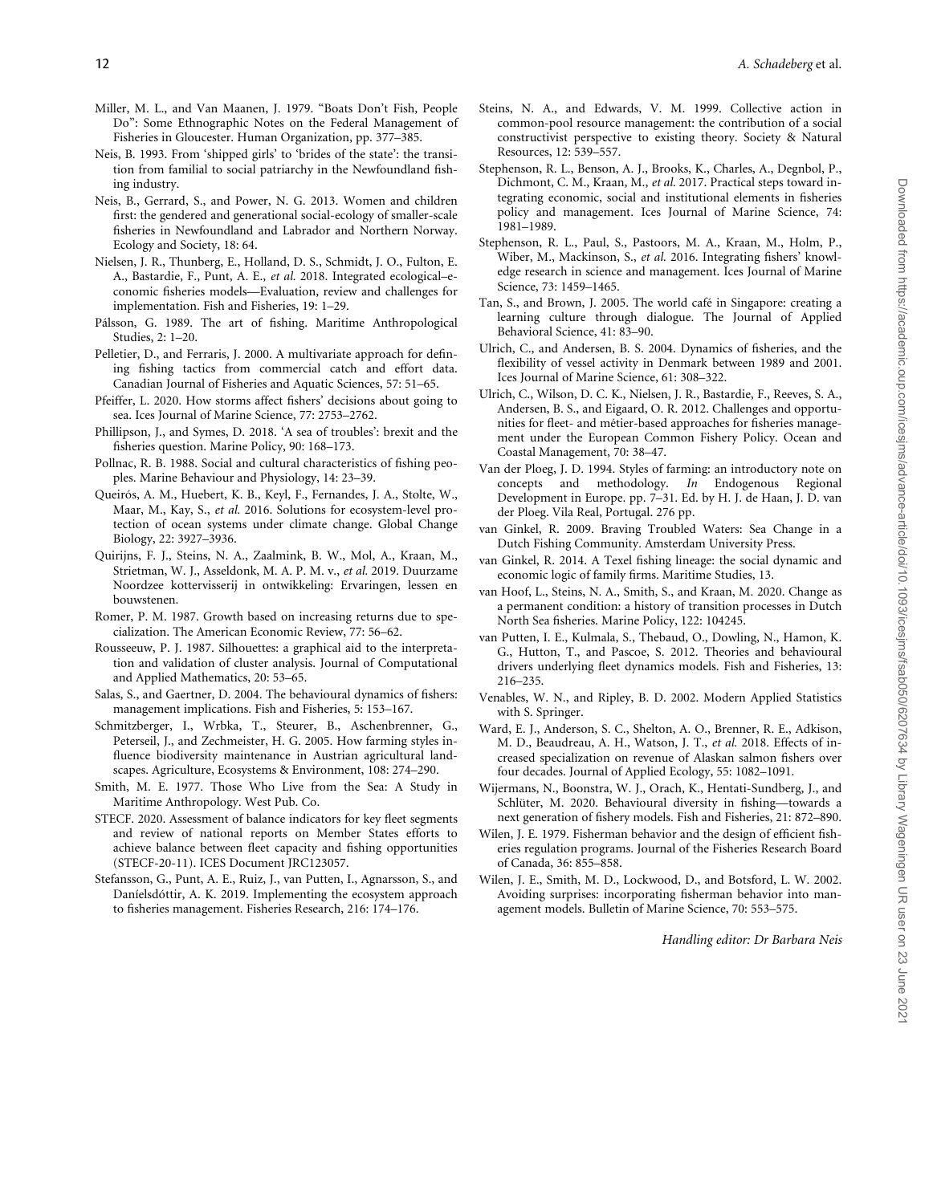Miller, M. L., and Van Maanen, J. 1979. "Boats Don't Fish, People Do": Some Ethnographic Notes on the Federal Management of Fisheries in Gloucester. Human Organization, pp. 377–385.

Neis, B. 1993. From 'shipped girls' to 'brides of the state': the transition from familial to social patriarchy in the Newfoundland fishing industry.

Neis, B., Gerrard, S., and Power, N. G. 2013. Women and children first: the gendered and generational social-ecology of smaller-scale fisheries in Newfoundland and Labrador and Northern Norway. Ecology and Society, 18: 64.

Nielsen, J. R., Thunberg, E., Holland, D. S., Schmidt, J. O., Fulton, E. A., Bastardie, F., Punt, A. E., *et al.* 2018. Integrated ecological–economic fisheries models—Evaluation, review and challenges for implementation. Fish and Fisheries, 19: 1–29.

Pálsson, G. 1989. The art of fishing. Maritime Anthropological Studies, 2: 1–20.

Pelletier, D., and Ferraris, J. 2000. A multivariate approach for defining fishing tactics from commercial catch and effort data. Canadian Journal of Fisheries and Aquatic Sciences, 57: 51–65.

Pfeiffer, L. 2020. How storms affect fishers' decisions about going to sea. Ices Journal of Marine Science, 77: 2753–2762.

Phillipson, J., and Symes, D. 2018. 'A sea of troubles': brexit and the fisheries question. Marine Policy, 90: 168–173.

Pollnac, R. B. 1988. Social and cultural characteristics of fishing peoples. Marine Behaviour and Physiology, 14: 23–39.

Queirós, A. M., Huebert, K. B., Keyl, F., Fernandes, J. A., Stolte, W., Maar, M., Kay, S., *et al.* 2016. Solutions for ecosystem-level protection of ocean systems under climate change. Global Change Biology, 22: 3927–3936.

Quirijns, F. J., Steins, N. A., Zaalmink, B. W., Mol, A., Kraan, M., Strietman, W. J., Asseldonk, M. A. P. M. v., *et al.* 2019. Duurzame Noordzee kottervisserij in ontwikkeling: Ervaringen, lessen en bouwstenen.

Romer, P. M. 1987. Growth based on increasing returns due to specialization. The American Economic Review, 77: 56–62.

Rousseeuw, P. J. 1987. Silhouettes: a graphical aid to the interpretation and validation of cluster analysis. Journal of Computational and Applied Mathematics, 20: 53–65.

Salas, S., and Gaertner, D. 2004. The behavioural dynamics of fishers: management implications. Fish and Fisheries, 5: 153–167.

Schmitzberger, I., Wrbka, T., Steurer, B., Aschenbrenner, G., Peterseil, J., and Zechmeister, H. G. 2005. How farming styles influence biodiversity maintenance in Austrian agricultural landscapes. Agriculture, Ecosystems & Environment, 108: 274–290.

Smith, M. E. 1977. Those Who Live from the Sea: A Study in Maritime Anthropology. West Pub. Co.

STECF. 2020. Assessment of balance indicators for key fleet segments and review of national reports on Member States efforts to achieve balance between fleet capacity and fishing opportunities (STECF-20-11). ICES Document JRC123057.

Stefansson, G., Punt, A. E., Ruiz, J., van Putten, I., Agnarsson, S., and Daníelsdóttir, A. K. 2019. Implementing the ecosystem approach to fisheries management. Fisheries Research, 216: 174–176.

Steins, N. A., and Edwards, V. M. 1999. Collective action in common-pool resource management: the contribution of a social constructivist perspective to existing theory. Society & Natural Resources, 12: 539–557.

Stephenson, R. L., Benson, A. J., Brooks, K., Charles, A., Degnbol, P., Dichmont, C. M., Kraan, M., *et al.* 2017. Practical steps toward integrating economic, social and institutional elements in fisheries policy and management. Ices Journal of Marine Science, 74: 1981–1989.

Stephenson, R. L., Paul, S., Pastoors, M. A., Kraan, M., Holm, P., Wiber, M., Mackinson, S., *et al.* 2016. Integrating fishers' knowledge research in science and management. Ices Journal of Marine Science, 73: 1459–1465.

Tan, S., and Brown, J. 2005. The world café in Singapore: creating a learning culture through dialogue. The Journal of Applied Behavioral Science, 41: 83–90.

Ulrich, C., and Andersen, B. S. 2004. Dynamics of fisheries, and the flexibility of vessel activity in Denmark between 1989 and 2001. Ices Journal of Marine Science, 61: 308–322.

Ulrich, C., Wilson, D. C. K., Nielsen, J. R., Bastardie, F., Reeves, S. A., Andersen, B. S., and Eigaard, O. R. 2012. Challenges and opportunities for fleet- and métier-based approaches for fisheries management under the European Common Fishery Policy. Ocean and Coastal Management, 70: 38–47.

Van der Ploeg, J. D. 1994. Styles of farming: an introductory note on concepts and methodology. *In* Endogenous Regional Development in Europe. pp. 7–31. Ed. by H. J. de Haan, J. D. van der Ploeg. Vila Real, Portugal. 276 pp.

van Ginkel, R. 2009. Braving Troubled Waters: Sea Change in a Dutch Fishing Community. Amsterdam University Press.

van Ginkel, R. 2014. A Texel fishing lineage: the social dynamic and economic logic of family firms. Maritime Studies, 13.

van Hoof, L., Steins, N. A., Smith, S., and Kraan, M. 2020. Change as a permanent condition: a history of transition processes in Dutch North Sea fisheries. Marine Policy, 122: 104245.

van Putten, I. E., Kulmala, S., Thebaud, O., Dowling, N., Hamon, K. G., Hutton, T., and Pascoe, S. 2012. Theories and behavioural drivers underlying fleet dynamics models. Fish and Fisheries, 13: 216–235.

Venables, W. N., and Ripley, B. D. 2002. Modern Applied Statistics with S. Springer.

Ward, E. J., Anderson, S. C., Shelton, A. O., Brenner, R. E., Adkison, M. D., Beaudreau, A. H., Watson, J. T., *et al.* 2018. Effects of increased specialization on revenue of Alaskan salmon fishers over four decades. Journal of Applied Ecology, 55: 1082–1091.

Wijermans, N., Boonstra, W. J., Orach, K., Hentati-Sundberg, J., and Schlüter, M. 2020. Behavioural diversity in fishing—towards a next generation of fishery models. Fish and Fisheries, 21: 872–890.

Wilen, J. E. 1979. Fisherman behavior and the design of efficient fisheries regulation programs. Journal of the Fisheries Research Board of Canada, 36: 855–858.

Wilen, J. E., Smith, M. D., Lockwood, D., and Botsford, L. W. 2002. Avoiding surprises: incorporating fisherman behavior into management models. Bulletin of Marine Science, 70: 553–575.

*Handling editor: Dr Barbara Neis*